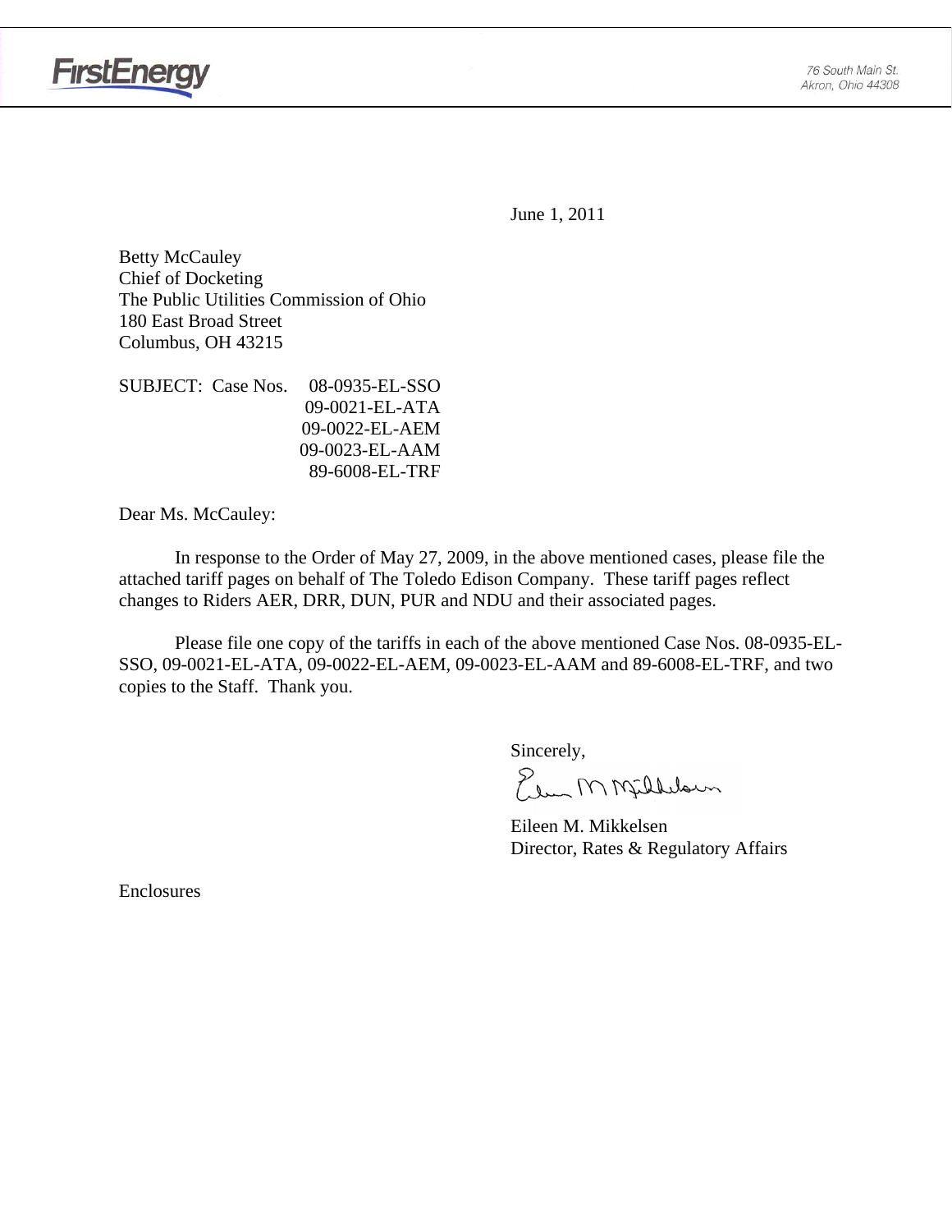FirstEnergy

76 South Main St.
Akron, Ohio 44308

June 1, 2011

Betty McCauley
Chief of Docketing
The Public Utilities Commission of Ohio
180 East Broad Street
Columbus, OH 43215

SUBJECT: Case Nos. 08-0935-EL-SSO
09-0021-EL-ATA
09-0022-EL-AEM
09-0023-EL-AAM
89-6008-EL-TRF

Dear Ms. McCauley:

In response to the Order of May 27, 2009, in the above mentioned cases, please file the attached tariff pages on behalf of The Toledo Edison Company. These tariff pages reflect changes to Riders AER, DRR, DUN, PUR and NDU and their associated pages.

Please file one copy of the tariffs in each of the above mentioned Case Nos. 08-0935-EL-SSO, 09-0021-EL-ATA, 09-0022-EL-AEM, 09-0023-EL-AAM and 89-6008-EL-TRF, and two copies to the Staff. Thank you.

Sincerely,

Eileen M. Mikkelsen
Director, Rates & Regulatory Affairs

Enclosures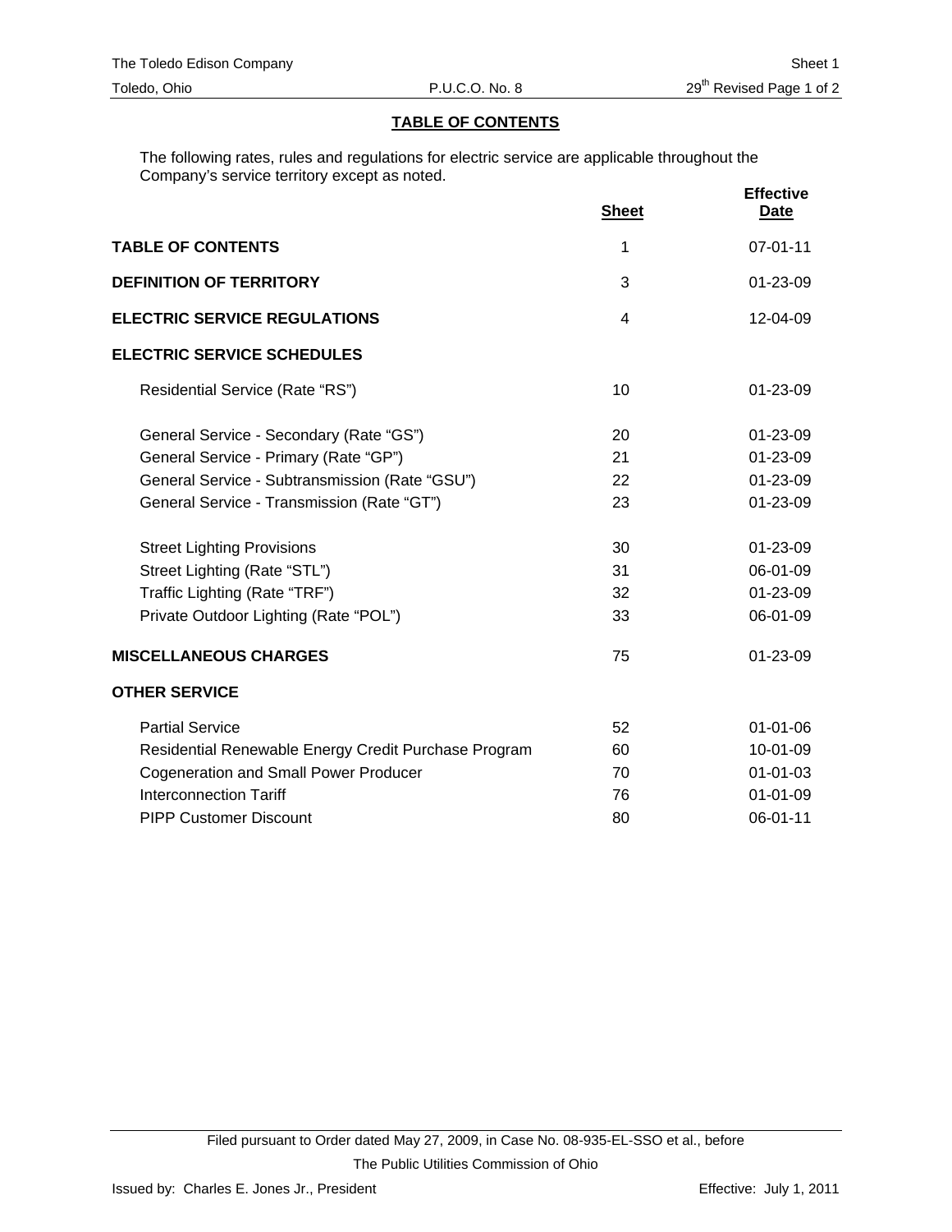## TABLE OF CONTENTS

The following rates, rules and regulations for electric service are applicable throughout the Company's service territory except as noted.

| | Sheet | Effective Date |
|---|---|---|
| **TABLE OF CONTENTS** | 1 | 07-01-11 |
| **DEFINITION OF TERRITORY** | 3 | 01-23-09 |
| **ELECTRIC SERVICE REGULATIONS** | 4 | 12-04-09 |
| **ELECTRIC SERVICE SCHEDULES** | | |
| Residential Service (Rate "RS") | 10 | 01-23-09 |
| General Service - Secondary (Rate "GS") | 20 | 01-23-09 |
| General Service - Primary (Rate "GP") | 21 | 01-23-09 |
| General Service - Subtransmission (Rate "GSU") | 22 | 01-23-09 |
| General Service - Transmission (Rate "GT") | 23 | 01-23-09 |
| Street Lighting Provisions | 30 | 01-23-09 |
| Street Lighting (Rate "STL") | 31 | 06-01-09 |
| Traffic Lighting (Rate "TRF") | 32 | 01-23-09 |
| Private Outdoor Lighting (Rate "POL") | 33 | 06-01-09 |
| **MISCELLANEOUS CHARGES** | 75 | 01-23-09 |
| **OTHER SERVICE** | | |
| Partial Service | 52 | 01-01-06 |
| Residential Renewable Energy Credit Purchase Program | 60 | 10-01-09 |
| Cogeneration and Small Power Producer | 70 | 01-01-03 |
| Interconnection Tariff | 76 | 01-01-09 |
| PIPP Customer Discount | 80 | 06-01-11 |

Filed pursuant to Order dated May 27, 2009, in Case No. 08-935-EL-SSO et al., before The Public Utilities Commission of Ohio

Issued by: Charles E. Jones Jr., President

Effective: July 1, 2011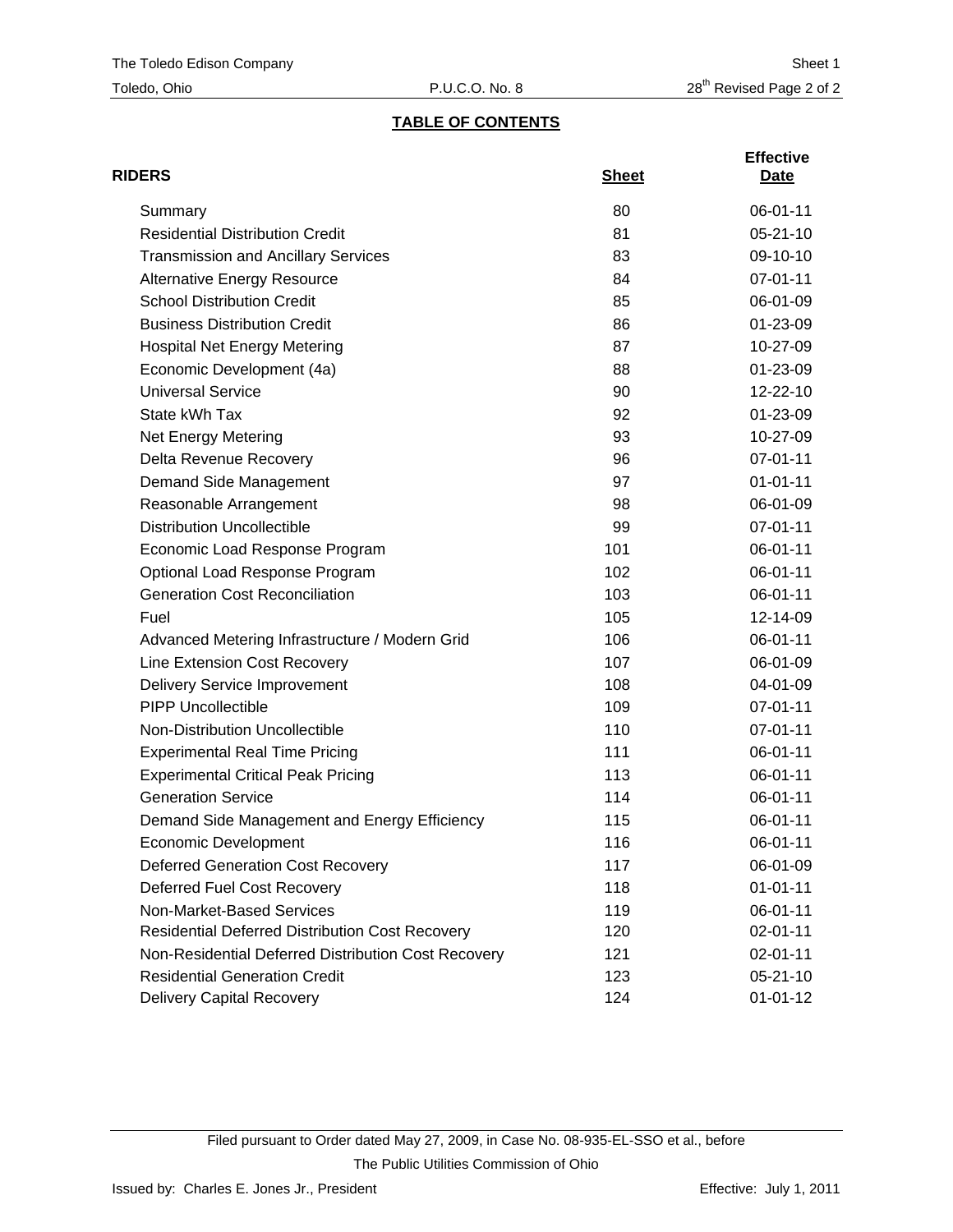## TABLE OF CONTENTS

| RIDERS | Sheet | Effective Date |
|---|---|---|
| Summary | 80 | 06-01-11 |
| Residential Distribution Credit | 81 | 05-21-10 |
| Transmission and Ancillary Services | 83 | 09-10-10 |
| Alternative Energy Resource | 84 | 07-01-11 |
| School Distribution Credit | 85 | 06-01-09 |
| Business Distribution Credit | 86 | 01-23-09 |
| Hospital Net Energy Metering | 87 | 10-27-09 |
| Economic Development (4a) | 88 | 01-23-09 |
| Universal Service | 90 | 12-22-10 |
| State kWh Tax | 92 | 01-23-09 |
| Net Energy Metering | 93 | 10-27-09 |
| Delta Revenue Recovery | 96 | 07-01-11 |
| Demand Side Management | 97 | 01-01-11 |
| Reasonable Arrangement | 98 | 06-01-09 |
| Distribution Uncollectible | 99 | 07-01-11 |
| Economic Load Response Program | 101 | 06-01-11 |
| Optional Load Response Program | 102 | 06-01-11 |
| Generation Cost Reconciliation | 103 | 06-01-11 |
| Fuel | 105 | 12-14-09 |
| Advanced Metering Infrastructure / Modern Grid | 106 | 06-01-11 |
| Line Extension Cost Recovery | 107 | 06-01-09 |
| Delivery Service Improvement | 108 | 04-01-09 |
| PIPP Uncollectible | 109 | 07-01-11 |
| Non-Distribution Uncollectible | 110 | 07-01-11 |
| Experimental Real Time Pricing | 111 | 06-01-11 |
| Experimental Critical Peak Pricing | 113 | 06-01-11 |
| Generation Service | 114 | 06-01-11 |
| Demand Side Management and Energy Efficiency | 115 | 06-01-11 |
| Economic Development | 116 | 06-01-11 |
| Deferred Generation Cost Recovery | 117 | 06-01-09 |
| Deferred Fuel Cost Recovery | 118 | 01-01-11 |
| Non-Market-Based Services | 119 | 06-01-11 |
| Residential Deferred Distribution Cost Recovery | 120 | 02-01-11 |
| Non-Residential Deferred Distribution Cost Recovery | 121 | 02-01-11 |
| Residential Generation Credit | 123 | 05-21-10 |
| Delivery Capital Recovery | 124 | 01-01-12 |

Filed pursuant to Order dated May 27, 2009, in Case No. 08-935-EL-SSO et al., before The Public Utilities Commission of Ohio

Issued by: Charles E. Jones Jr., President

Effective: July 1, 2011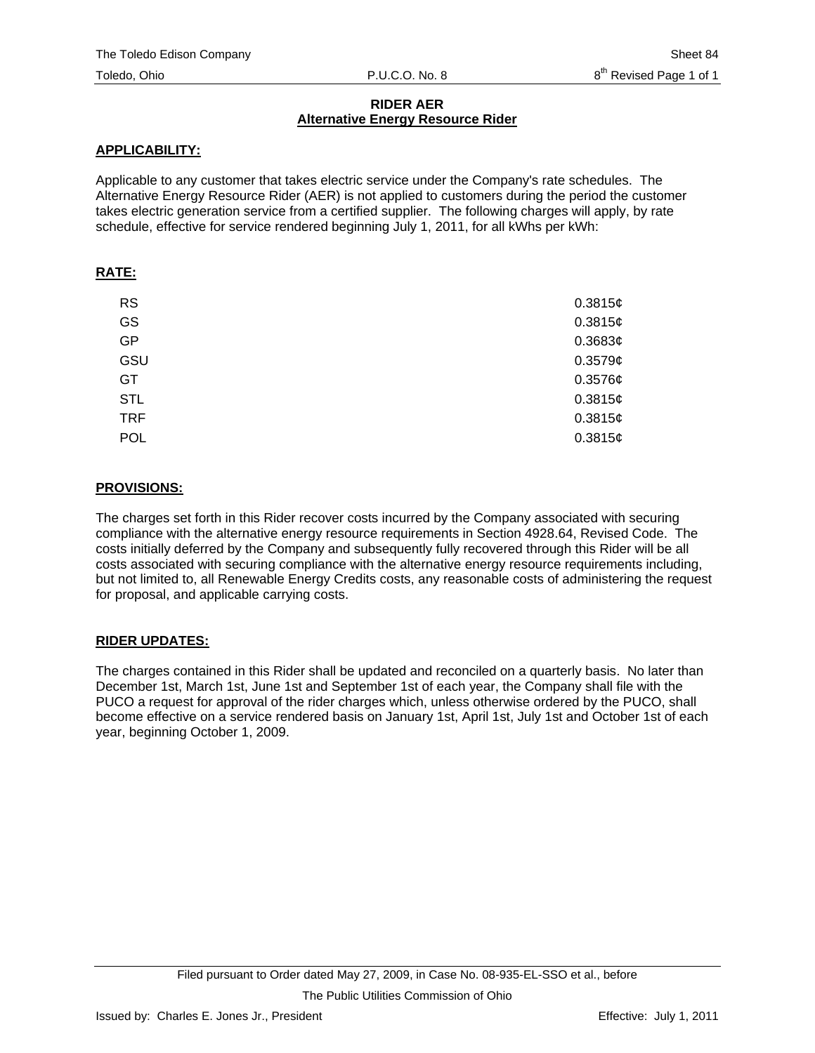## RIDER AER
## Alternative Energy Resource Rider

**APPLICABILITY:**

Applicable to any customer that takes electric service under the Company's rate schedules. The Alternative Energy Resource Rider (AER) is not applied to customers during the period the customer takes electric generation service from a certified supplier. The following charges will apply, by rate schedule, effective for service rendered beginning July 1, 2011, for all kWhs per kWh:

**RATE:**

| | |
|---|---|
| RS | 0.3815¢ |
| GS | 0.3815¢ |
| GP | 0.3683¢ |
| GSU | 0.3579¢ |
| GT | 0.3576¢ |
| STL | 0.3815¢ |
| TRF | 0.3815¢ |
| POL | 0.3815¢ |

**PROVISIONS:**

The charges set forth in this Rider recover costs incurred by the Company associated with securing compliance with the alternative energy resource requirements in Section 4928.64, Revised Code. The costs initially deferred by the Company and subsequently fully recovered through this Rider will be all costs associated with securing compliance with the alternative energy resource requirements including, but not limited to, all Renewable Energy Credits costs, any reasonable costs of administering the request for proposal, and applicable carrying costs.

**RIDER UPDATES:**

The charges contained in this Rider shall be updated and reconciled on a quarterly basis. No later than December 1st, March 1st, June 1st and September 1st of each year, the Company shall file with the PUCO a request for approval of the rider charges which, unless otherwise ordered by the PUCO, shall become effective on a service rendered basis on January 1st, April 1st, July 1st and October 1st of each year, beginning October 1, 2009.

Filed pursuant to Order dated May 27, 2009, in Case No. 08-935-EL-SSO et al., before The Public Utilities Commission of Ohio

Issued by: Charles E. Jones Jr., President

Effective: July 1, 2011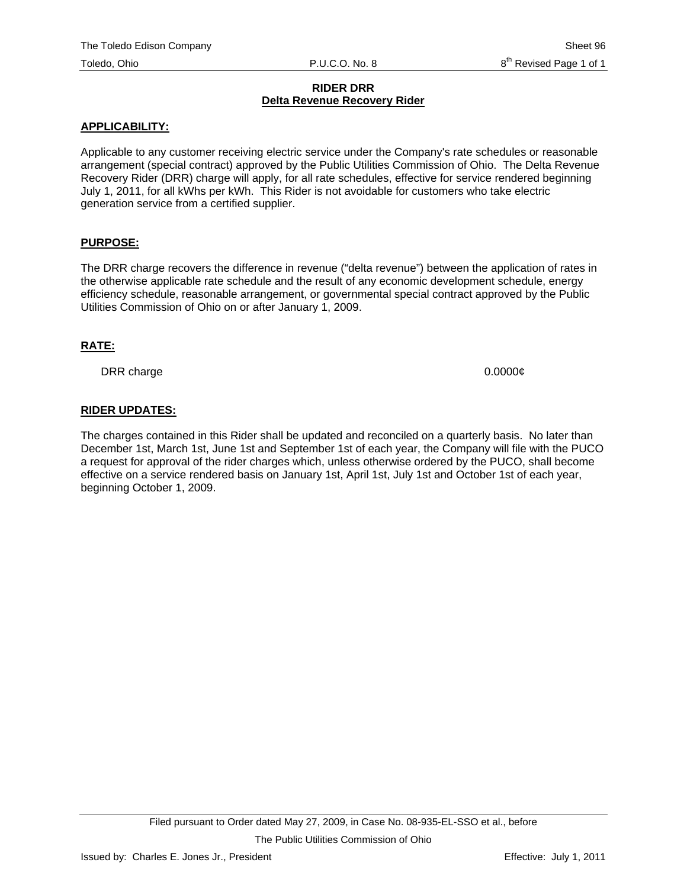# RIDER DRR

## Delta Revenue Recovery Rider

**APPLICABILITY:**

Applicable to any customer receiving electric service under the Company's rate schedules or reasonable arrangement (special contract) approved by the Public Utilities Commission of Ohio. The Delta Revenue Recovery Rider (DRR) charge will apply, for all rate schedules, effective for service rendered beginning July 1, 2011, for all kWhs per kWh. This Rider is not avoidable for customers who take electric generation service from a certified supplier.

**PURPOSE:**

The DRR charge recovers the difference in revenue ("delta revenue") between the application of rates in the otherwise applicable rate schedule and the result of any economic development schedule, energy efficiency schedule, reasonable arrangement, or governmental special contract approved by the Public Utilities Commission of Ohio on or after January 1, 2009.

**RATE:**

| | |
|---|---|
| DRR charge | 0.0000¢ |

**RIDER UPDATES:**

The charges contained in this Rider shall be updated and reconciled on a quarterly basis. No later than December 1st, March 1st, June 1st and September 1st of each year, the Company will file with the PUCO a request for approval of the rider charges which, unless otherwise ordered by the PUCO, shall become effective on a service rendered basis on January 1st, April 1st, July 1st and October 1st of each year, beginning October 1, 2009.

Filed pursuant to Order dated May 27, 2009, in Case No. 08-935-EL-SSO et al., before

The Public Utilities Commission of Ohio

Issued by: Charles E. Jones Jr., President

Effective: July 1, 2011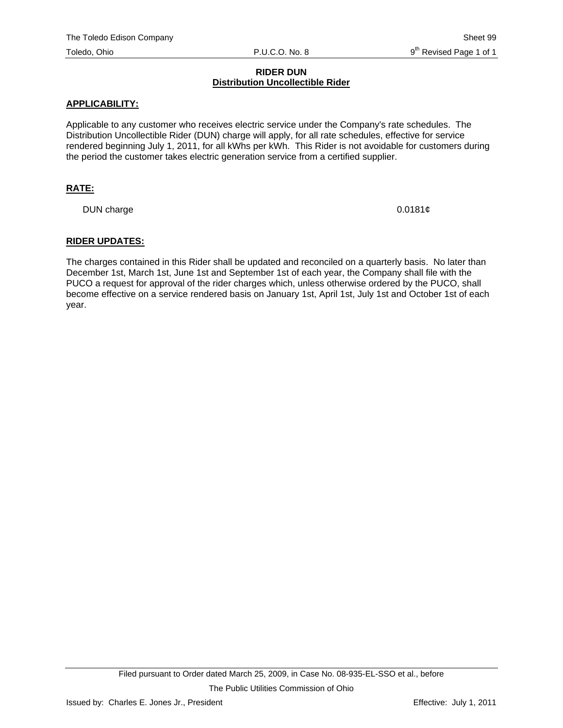## RIDER DUN
### Distribution Uncollectible Rider

**APPLICABILITY:**

Applicable to any customer who receives electric service under the Company's rate schedules. The Distribution Uncollectible Rider (DUN) charge will apply, for all rate schedules, effective for service rendered beginning July 1, 2011, for all kWhs per kWh. This Rider is not avoidable for customers during the period the customer takes electric generation service from a certified supplier.

**RATE:**

| | |
|---|---|
| DUN charge | 0.0181¢ |

**RIDER UPDATES:**

The charges contained in this Rider shall be updated and reconciled on a quarterly basis. No later than December 1st, March 1st, June 1st and September 1st of each year, the Company shall file with the PUCO a request for approval of the rider charges which, unless otherwise ordered by the PUCO, shall become effective on a service rendered basis on January 1st, April 1st, July 1st and October 1st of each year.

Filed pursuant to Order dated March 25, 2009, in Case No. 08-935-EL-SSO et al., before The Public Utilities Commission of Ohio

Issued by: Charles E. Jones Jr., President

Effective: July 1, 2011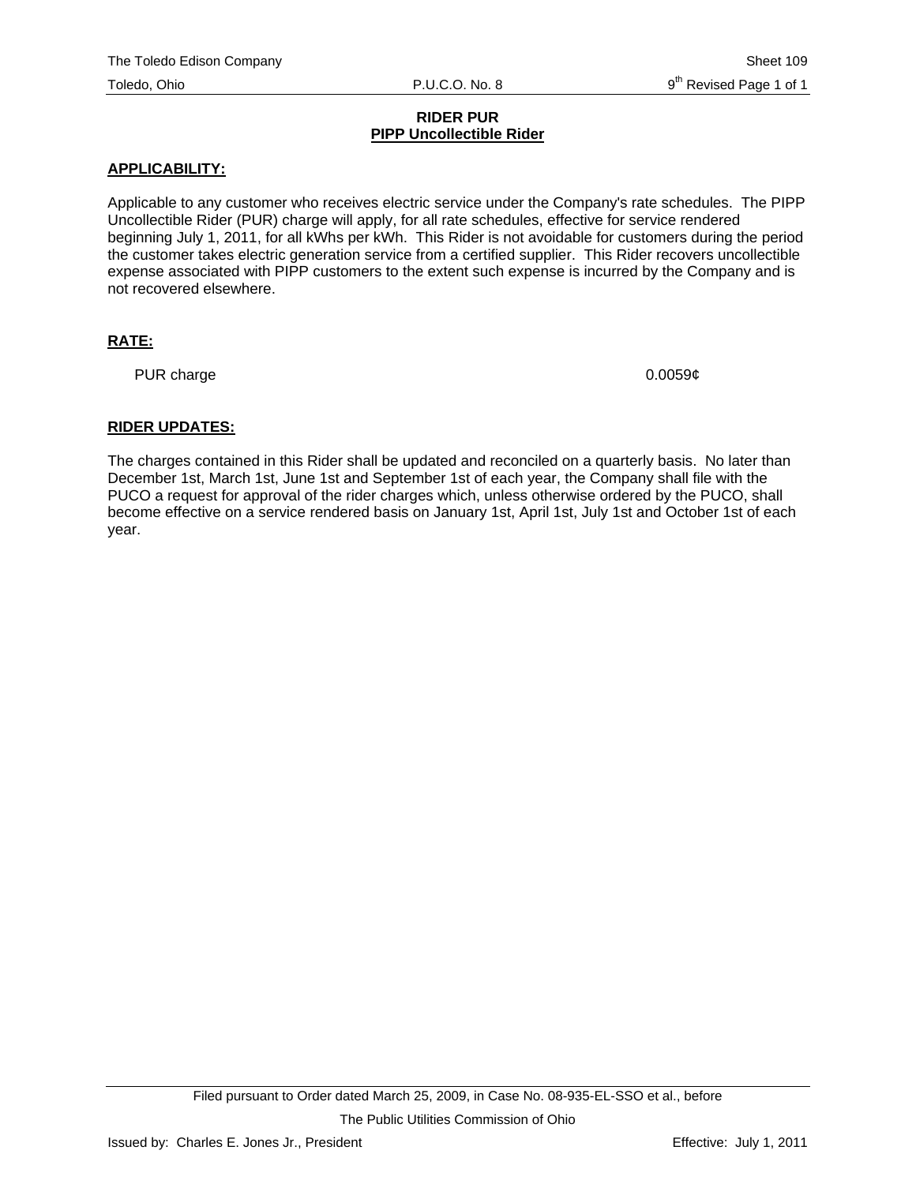# RIDER PUR
## PIPP Uncollectible Rider

**APPLICABILITY:**

Applicable to any customer who receives electric service under the Company's rate schedules. The PIPP Uncollectible Rider (PUR) charge will apply, for all rate schedules, effective for service rendered beginning July 1, 2011, for all kWhs per kWh. This Rider is not avoidable for customers during the period the customer takes electric generation service from a certified supplier. This Rider recovers uncollectible expense associated with PIPP customers to the extent such expense is incurred by the Company and is not recovered elsewhere.

**RATE:**

| | |
|---|---|
| PUR charge | 0.0059¢ |

**RIDER UPDATES:**

The charges contained in this Rider shall be updated and reconciled on a quarterly basis. No later than December 1st, March 1st, June 1st and September 1st of each year, the Company shall file with the PUCO a request for approval of the rider charges which, unless otherwise ordered by the PUCO, shall become effective on a service rendered basis on January 1st, April 1st, July 1st and October 1st of each year.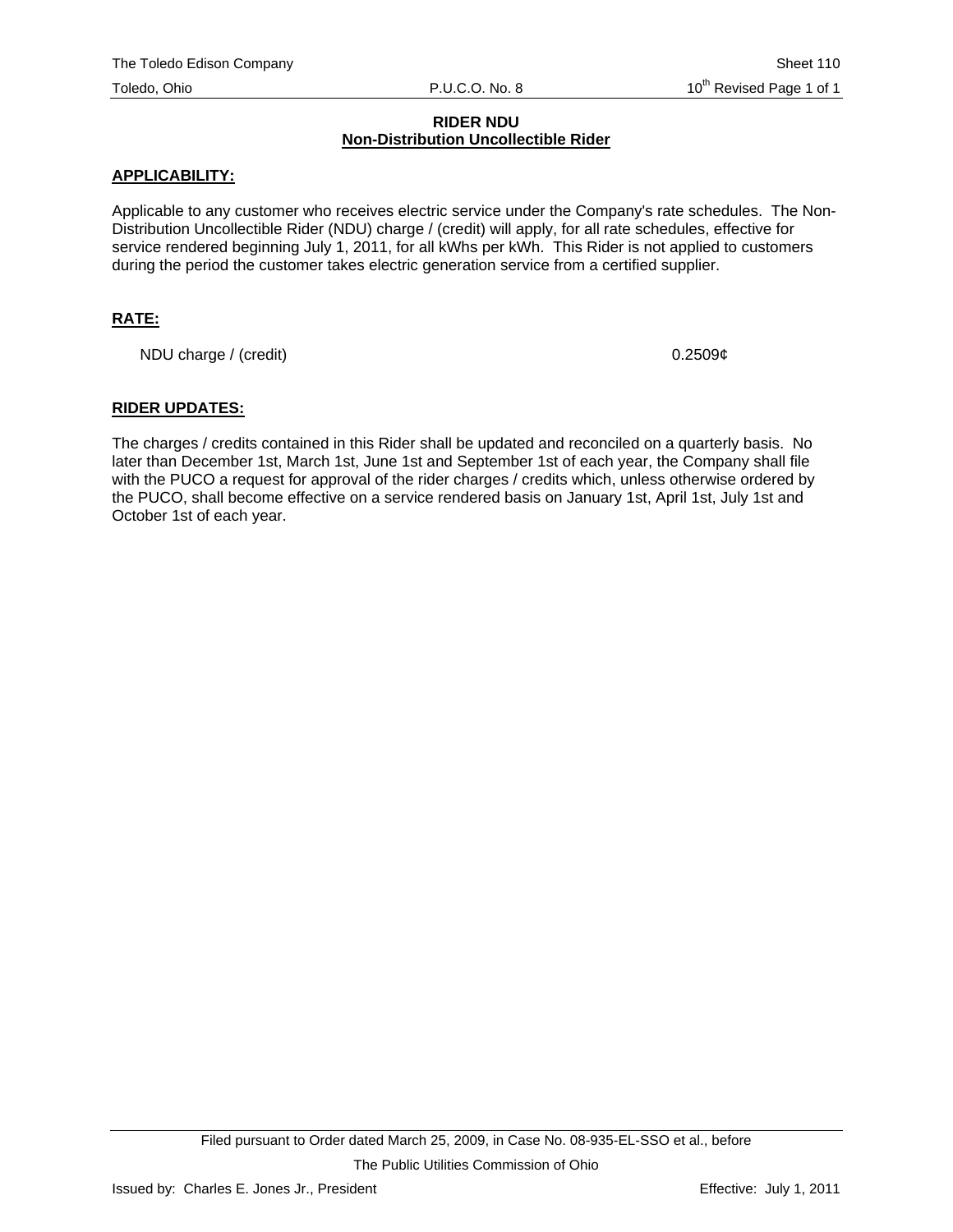# RIDER NDU

## Non-Distribution Uncollectible Rider

**APPLICABILITY:**

Applicable to any customer who receives electric service under the Company's rate schedules. The Non-Distribution Uncollectible Rider (NDU) charge / (credit) will apply, for all rate schedules, effective for service rendered beginning July 1, 2011, for all kWhs per kWh. This Rider is not applied to customers during the period the customer takes electric generation service from a certified supplier.

**RATE:**

| | |
|---|---|
| NDU charge / (credit) | 0.2509¢ |

**RIDER UPDATES:**

The charges / credits contained in this Rider shall be updated and reconciled on a quarterly basis. No later than December 1st, March 1st, June 1st and September 1st of each year, the Company shall file with the PUCO a request for approval of the rider charges / credits which, unless otherwise ordered by the PUCO, shall become effective on a service rendered basis on January 1st, April 1st, July 1st and October 1st of each year.

Filed pursuant to Order dated March 25, 2009, in Case No. 08-935-EL-SSO et al., before The Public Utilities Commission of Ohio

Issued by: Charles E. Jones Jr., President

Effective: July 1, 2011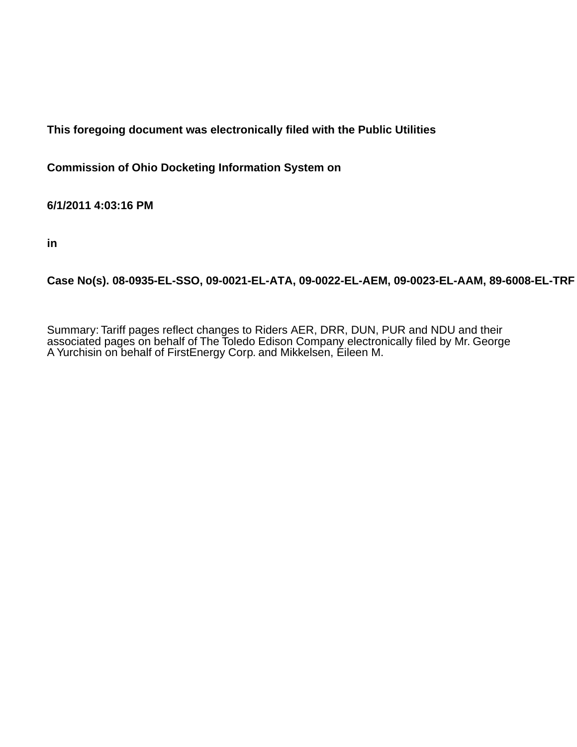**This foregoing document was electronically filed with the Public Utilities**

**Commission of Ohio Docketing Information System on**

**6/1/2011 4:03:16 PM**

**in**

**Case No(s). 08-0935-EL-SSO, 09-0021-EL-ATA, 09-0022-EL-AEM, 09-0023-EL-AAM, 89-6008-EL-TRF**

Summary: Tariff pages reflect changes to Riders AER, DRR, DUN, PUR and NDU and their associated pages on behalf of The Toledo Edison Company electronically filed by Mr. George A Yurchisin on behalf of FirstEnergy Corp. and Mikkelsen, Eileen M.